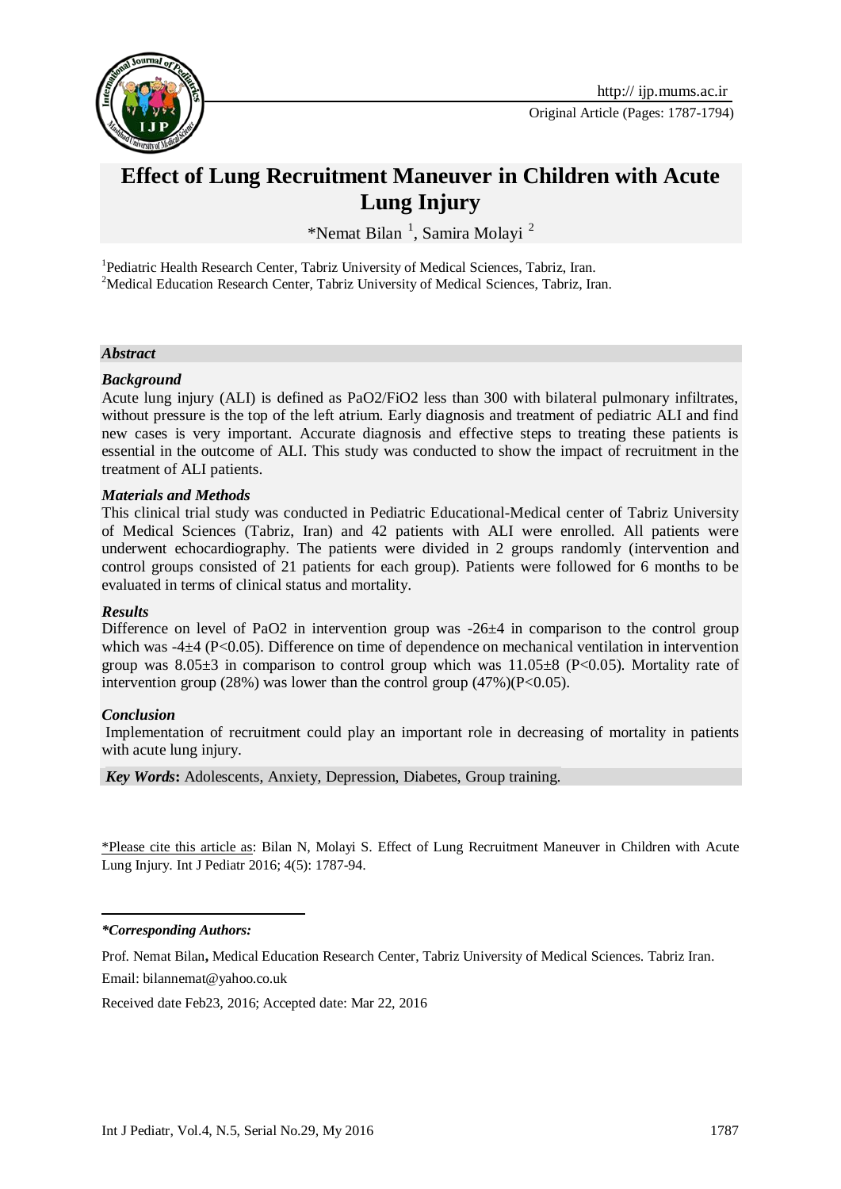Original Article (Pages: 1787-1794)

# Effect of Lung Recruitment Maneuver in Children with Acute Lung Injury

*Nemat Bilan [1], Samira Molayi [2]

[1]Pediatric Health Research Center, Tabriz University of Medical Sciences, Tabriz, Iran.
[2]Medical Education Research Center, Tabriz University of Medical Sciences, Tabriz, Iran.

## *Abstract*

### *Background*

Acute lung injury (ALI) is defined as PaO2/FiO2 less than 300 with bilateral pulmonary infiltrates, without pressure is the top of the left atrium. Early diagnosis and treatment of pediatric ALI and find new cases is very important. Accurate diagnosis and effective steps to treating these patients is essential in the outcome of ALI. This study was conducted to show the impact of recruitment in the treatment of ALI patients.

### *Materials and Methods*

This clinical trial study was conducted in Pediatric Educational-Medical center of Tabriz University of Medical Sciences (Tabriz, Iran) and 42 patients with ALI were enrolled. All patients were underwent echocardiography. The patients were divided in 2 groups randomly (intervention and control groups consisted of 21 patients for each group). Patients were followed for 6 months to be evaluated in terms of clinical status and mortality.

### *Results*

Difference on level of PaO2 in intervention group was -26±4 in comparison to the control group which was -4±4 ($P<0.05$). Difference on time of dependence on mechanical ventilation in intervention group was 8.05±3 in comparison to control group which was 11.05±8 ($P<0.05$). Mortality rate of intervention group (28%) was lower than the control group (47%)($P<0.05$).

### *Conclusion*

Implementation of recruitment could play an important role in decreasing of mortality in patients with acute lung injury.

***Key Words*:** Adolescents, Anxiety, Depression, Diabetes, Group training.

*Please cite this article as: Bilan N, Molayi S. Effect of Lung Recruitment Maneuver in Children with Acute Lung Injury. Int J Pediatr 2016; 4(5): 1787-94.

***Corresponding Authors:***

Prof. Nemat Bilan**,** Medical Education Research Center, Tabriz University of Medical Sciences. Tabriz Iran.

Email: bilannemat@yahoo.co.uk

Received date Feb23, 2016; Accepted date: Mar 22, 2016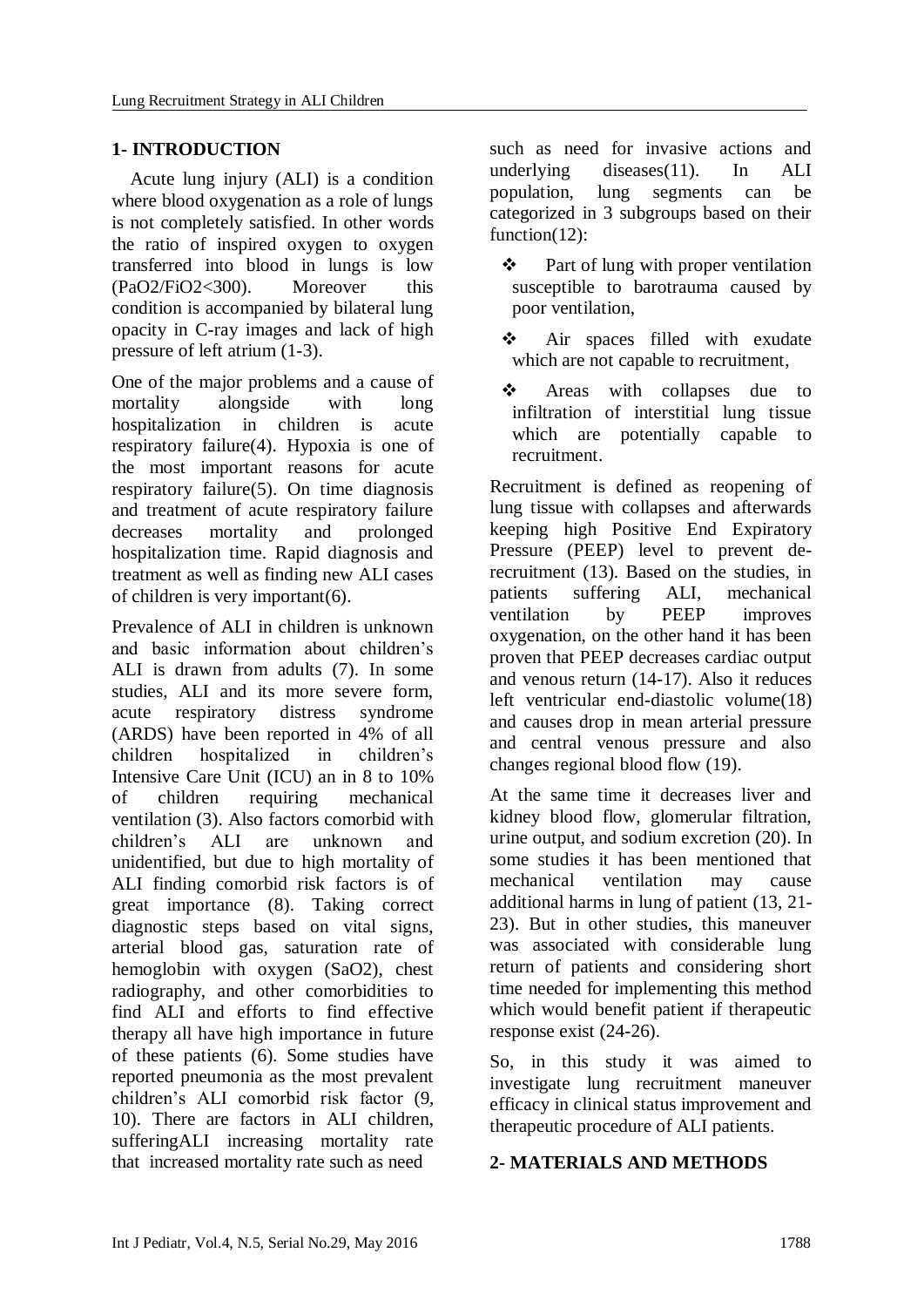## 1- INTRODUCTION

Acute lung injury (ALI) is a condition where blood oxygenation as a role of lungs is not completely satisfied. In other words the ratio of inspired oxygen to oxygen transferred into blood in lungs is low ($PaO_2/FiO_2$<300). Moreover this condition is accompanied by bilateral lung opacity in C-ray images and lack of high pressure of left atrium (1-3).

One of the major problems and a cause of mortality alongside with long hospitalization in children is acute respiratory failure(4). Hypoxia is one of the most important reasons for acute respiratory failure(5). On time diagnosis and treatment of acute respiratory failure decreases mortality and prolonged hospitalization time. Rapid diagnosis and treatment as well as finding new ALI cases of children is very important(6).

Prevalence of ALI in children is unknown and basic information about children's ALI is drawn from adults (7). In some studies, ALI and its more severe form, acute respiratory distress syndrome (ARDS) have been reported in 4% of all children hospitalized in children's Intensive Care Unit (ICU) an in 8 to 10% of children requiring mechanical ventilation (3). Also factors comorbid with children's ALI are unknown and unidentified, but due to high mortality of ALI finding comorbid risk factors is of great importance (8). Taking correct diagnostic steps based on vital signs, arterial blood gas, saturation rate of hemoglobin with oxygen ($SaO_2$), chest radiography, and other comorbidities to find ALI and efforts to find effective therapy all have high importance in future of these patients (6). Some studies have reported pneumonia as the most prevalent children's ALI comorbid risk factor (9, 10). There are factors in ALI children, sufferingALI increasing mortality rate that increased mortality rate such as need such as need for invasive actions and underlying diseases(11). In ALI population, lung segments can be categorized in 3 subgroups based on their function(12):

- Part of lung with proper ventilation susceptible to barotrauma caused by poor ventilation,
- Air spaces filled with exudate which are not capable to recruitment,
- Areas with collapses due to infiltration of interstitial lung tissue which are potentially capable to recruitment.

Recruitment is defined as reopening of lung tissue with collapses and afterwards keeping high Positive End Expiratory Pressure (PEEP) level to prevent de-recruitment (13). Based on the studies, in patients suffering ALI, mechanical ventilation by PEEP improves oxygenation, on the other hand it has been proven that PEEP decreases cardiac output and venous return (14-17). Also it reduces left ventricular end-diastolic volume(18) and causes drop in mean arterial pressure and central venous pressure and also changes regional blood flow (19).

At the same time it decreases liver and kidney blood flow, glomerular filtration, urine output, and sodium excretion (20). In some studies it has been mentioned that mechanical ventilation may cause additional harms in lung of patient (13, 21-23). But in other studies, this maneuver was associated with considerable lung return of patients and considering short time needed for implementing this method which would benefit patient if therapeutic response exist (24-26).

So, in this study it was aimed to investigate lung recruitment maneuver efficacy in clinical status improvement and therapeutic procedure of ALI patients.

## 2- MATERIALS AND METHODS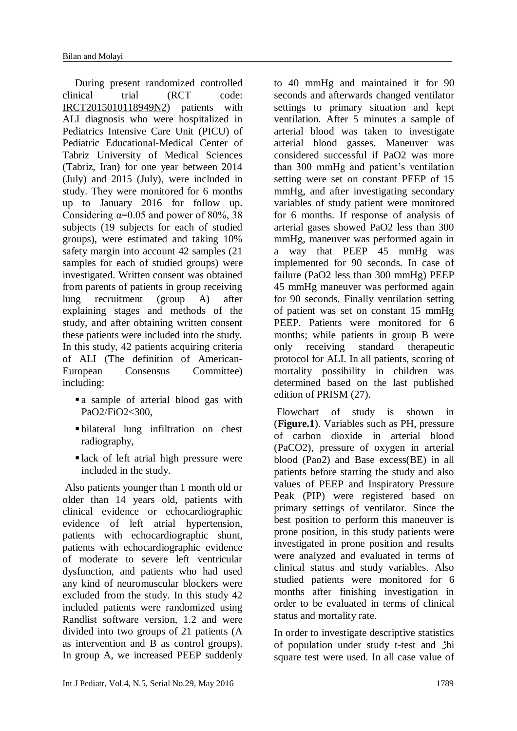During present randomized controlled clinical trial (RCT code: IRCT2015010118949N2) patients with ALI diagnosis who were hospitalized in Pediatrics Intensive Care Unit (PICU) of Pediatric Educational-Medical Center of Tabriz University of Medical Sciences (Tabriz, Iran) for one year between 2014 (July) and 2015 (July), were included in study. They were monitored for 6 months up to January 2016 for follow up. Considering $\alpha$=0.05 and power of 80%, 38 subjects (19 subjects for each of studied groups), were estimated and taking 10% safety margin into account 42 samples (21 samples for each of studied groups) were investigated. Written consent was obtained from parents of patients in group receiving lung recruitment (group A) after explaining stages and methods of the study, and after obtaining written consent these patients were included into the study. In this study, 42 patients acquiring criteria of ALI (The definition of American-European Consensus Committee) including:

- a sample of arterial blood gas with $PaO_2/FiO_2$<300,
- bilateral lung infiltration on chest radiography,
- lack of left atrial high pressure were included in the study.

Also patients younger than 1 month old or older than 14 years old, patients with clinical evidence or echocardiographic evidence of left atrial hypertension, patients with echocardiographic shunt, patients with echocardiographic evidence of moderate to severe left ventricular dysfunction, and patients who had used any kind of neuromuscular blockers were excluded from the study. In this study 42 included patients were randomized using Randlist software version, 1.2 and were divided into two groups of 21 patients (A as intervention and B as control groups). In group A, we increased PEEP suddenly to 40 mmHg and maintained it for 90 seconds and afterwards changed ventilator settings to primary situation and kept ventilation. After 5 minutes a sample of arterial blood was taken to investigate arterial blood gasses. Maneuver was considered successful if $PaO_2$ was more than 300 mmHg and patient's ventilation setting were set on constant PEEP of 15 mmHg, and after investigating secondary variables of study patient were monitored for 6 months. If response of analysis of arterial gases showed $PaO_2$ less than 300 mmHg, maneuver was performed again in a way that PEEP 45 mmHg was implemented for 90 seconds. In case of failure ($PaO_2$ less than 300 mmHg) PEEP 45 mmHg maneuver was performed again for 90 seconds. Finally ventilation setting of patient was set on constant 15 mmHg PEEP. Patients were monitored for 6 months; while patients in group B were only receiving standard therapeutic protocol for ALI. In all patients, scoring of mortality possibility in children was determined based on the last published edition of PRISM (27).

Flowchart of study is shown in (**Figure.1**). Variables such as PH, pressure of carbon dioxide in arterial blood ($PaCO_2$), pressure of oxygen in arterial blood (Pao2) and Base excess(BE) in all patients before starting the study and also values of PEEP and Inspiratory Pressure Peak (PIP) were registered based on primary settings of ventilator. Since the best position to perform this maneuver is prone position, in this study patients were investigated in prone position and results were analyzed and evaluated in terms of clinical status and study variables. Also studied patients were monitored for 6 months after finishing investigation in order to be evaluated in terms of clinical status and mortality rate.

In order to investigate descriptive statistics of population under study t-test and Chi square test were used. In all case value of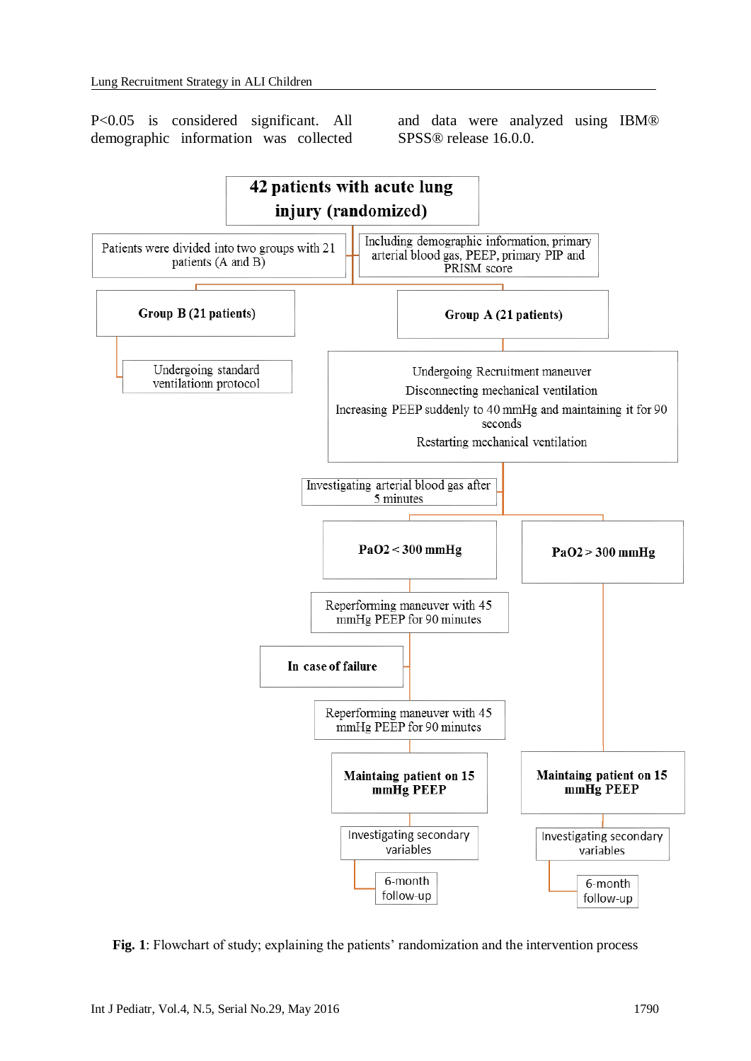P<0.05 is considered significant. All demographic information was collected and data were analyzed using IBM® SPSS® release 16.0.0.

42 patients with acute lung injury (randomized)

Patients were divided into two groups with 21 patients (A and B)

Including demographic information, primary arterial blood gas, PEEP, primary PIP and PRISM score

**Group B (21 patients)**

Undergoing standard ventilationn protocol

**Group A (21 patients)**

Undergoing Recruitment maneuver

Disconnecting mechanical ventilation

Increasing PEEP suddenly to 40 mmHg and maintaining it for 90 seconds

Restarting mechanical ventilation

Investigating arterial blood gas after 5 minutes

**PaO2 < 300 mmHg**

Reperforming maneuver with 45 mmHg PEEP for 90 minutes

**In case of failure**

Reperforming maneuver with 45 mmHg PEEP for 90 minutes

**Maintaing patient on 15 mmHg PEEP**

Investigating secondary variables

6-month follow-up

**PaO2 > 300 mmHg**

**Maintaing patient on 15 mmHg PEEP**

Investigating secondary variables

6-month follow-up

**Fig. 1**: Flowchart of study; explaining the patients' randomization and the intervention process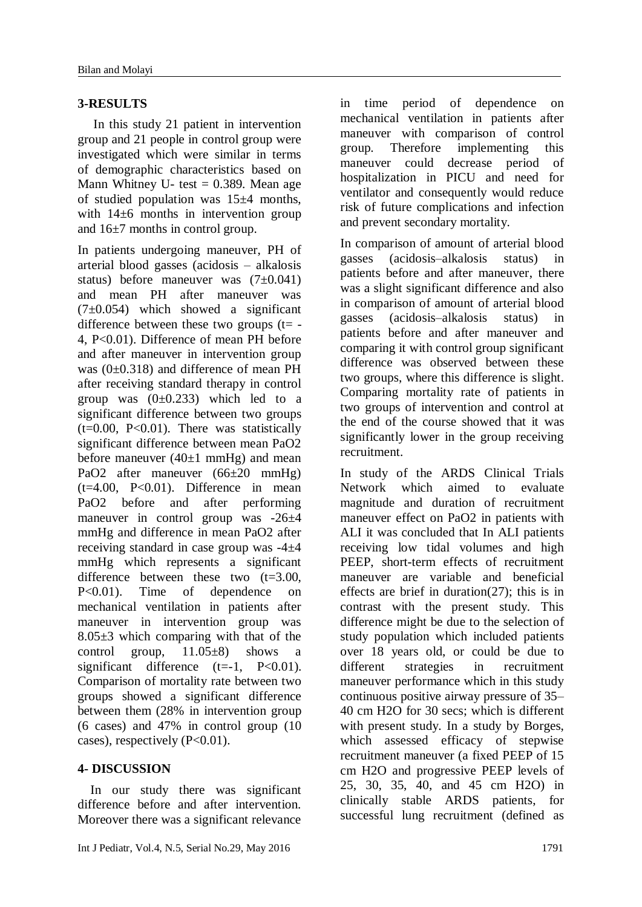## 3-RESULTS

In this study 21 patient in intervention group and 21 people in control group were investigated which were similar in terms of demographic characteristics based on Mann Whitney U- test = 0.389. Mean age of studied population was 15±4 months, with 14±6 months in intervention group and 16±7 months in control group.

In patients undergoing maneuver, PH of arterial blood gasses (acidosis – alkalosis status) before maneuver was (7±0.041) and mean PH after maneuver was (7±0.054) which showed a significant difference between these two groups (t= -4, P<0.01). Difference of mean PH before and after maneuver in intervention group was (0±0.318) and difference of mean PH after receiving standard therapy in control group was (0±0.233) which led to a significant difference between two groups (t=0.00, P<0.01). There was statistically significant difference between mean PaO2 before maneuver (40±1 mmHg) and mean PaO2 after maneuver (66±20 mmHg) (t=4.00, P<0.01). Difference in mean PaO2 before and after performing maneuver in control group was -26±4 mmHg and difference in mean PaO2 after receiving standard in case group was -4±4 mmHg which represents a significant difference between these two (t=3.00, P<0.01). Time of dependence on mechanical ventilation in patients after maneuver in intervention group was 8.05±3 which comparing with that of the control group, 11.05±8) shows a significant difference (t=-1, P<0.01). Comparison of mortality rate between two groups showed a significant difference between them (28% in intervention group (6 cases) and 47% in control group (10 cases), respectively (P<0.01).

## 4- DISCUSSION

In our study there was significant difference before and after intervention. Moreover there was a significant relevance in time period of dependence on mechanical ventilation in patients after maneuver with comparison of control group. Therefore implementing this maneuver could decrease period of hospitalization in PICU and need for ventilator and consequently would reduce risk of future complications and infection and prevent secondary mortality.

In comparison of amount of arterial blood gasses (acidosis–alkalosis status) in patients before and after maneuver, there was a slight significant difference and also in comparison of amount of arterial blood gasses (acidosis–alkalosis status) in patients before and after maneuver and comparing it with control group significant difference was observed between these two groups, where this difference is slight. Comparing mortality rate of patients in two groups of intervention and control at the end of the course showed that it was significantly lower in the group receiving recruitment.

In study of the ARDS Clinical Trials Network which aimed to evaluate magnitude and duration of recruitment maneuver effect on PaO2 in patients with ALI it was concluded that In ALI patients receiving low tidal volumes and high PEEP, short-term effects of recruitment maneuver are variable and beneficial effects are brief in duration(27); this is in contrast with the present study. This difference might be due to the selection of study population which included patients over 18 years old, or could be due to different strategies in recruitment maneuver performance which in this study continuous positive airway pressure of 35–40 cm $H_2O$ for 30 secs; which is different with present study. In a study by Borges, which assessed efficacy of stepwise recruitment maneuver (a fixed PEEP of 15 cm $H_2O$ and progressive PEEP levels of 25, 30, 35, 40, and 45 cm $H_2O$) in clinically stable ARDS patients, for successful lung recruitment (defined as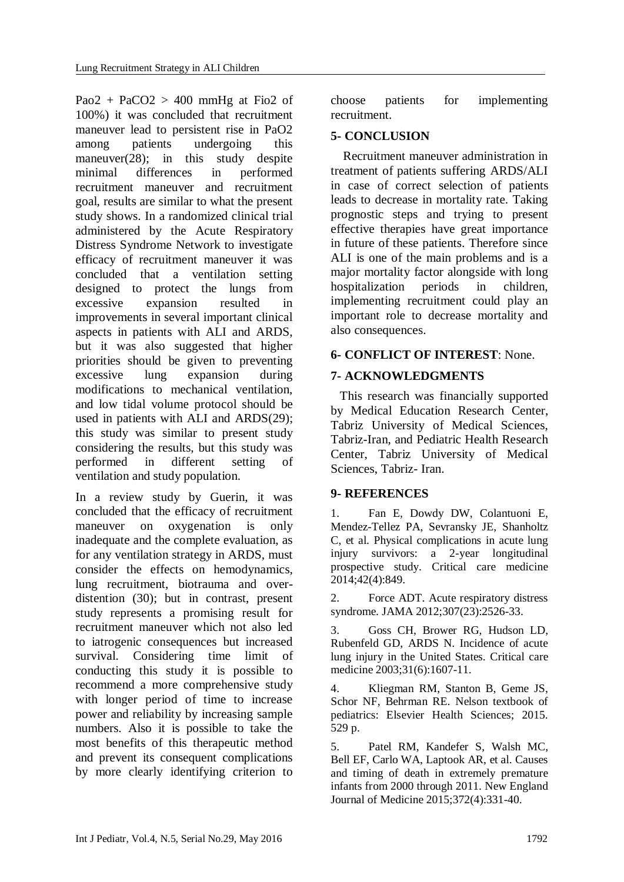$PaO_2 + PaCO_2 > 400$ mmHg at $FiO_2$ of 100%) it was concluded that recruitment maneuver lead to persistent rise in $PaO_2$ among patients undergoing this maneuver(28); in this study despite minimal differences in performed recruitment maneuver and recruitment goal, results are similar to what the present study shows. In a randomized clinical trial administered by the Acute Respiratory Distress Syndrome Network to investigate efficacy of recruitment maneuver it was concluded that a ventilation setting designed to protect the lungs from excessive expansion resulted in improvements in several important clinical aspects in patients with ALI and ARDS, but it was also suggested that higher priorities should be given to preventing excessive lung expansion during modifications to mechanical ventilation, and low tidal volume protocol should be used in patients with ALI and ARDS(29); this study was similar to present study considering the results, but this study was performed in different setting of ventilation and study population.

In a review study by Guerin, it was concluded that the efficacy of recruitment maneuver on oxygenation is only inadequate and the complete evaluation, as for any ventilation strategy in ARDS, must consider the effects on hemodynamics, lung recruitment, biotrauma and over-distention (30); but in contrast, present study represents a promising result for recruitment maneuver which not also led to iatrogenic consequences but increased survival. Considering time limit of conducting this study it is possible to recommend a more comprehensive study with longer period of time to increase power and reliability by increasing sample numbers. Also it is possible to take the most benefits of this therapeutic method and prevent its consequent complications by more clearly identifying criterion to choose patients for implementing recruitment.

## 5- CONCLUSION

Recruitment maneuver administration in treatment of patients suffering ARDS/ALI in case of correct selection of patients leads to decrease in mortality rate. Taking prognostic steps and trying to present effective therapies have great importance in future of these patients. Therefore since ALI is one of the main problems and is a major mortality factor alongside with long hospitalization periods in children, implementing recruitment could play an important role to decrease mortality and also consequences.

## 6- CONFLICT OF INTEREST: None.

## 7- ACKNOWLEDGMENTS

This research was financially supported by Medical Education Research Center, Tabriz University of Medical Sciences, Tabriz-Iran, and Pediatric Health Research Center, Tabriz University of Medical Sciences, Tabriz- Iran.

## 9- REFERENCES

1. Fan E, Dowdy DW, Colantuoni E, Mendez-Tellez PA, Sevransky JE, Shanholtz C, et al. Physical complications in acute lung injury survivors: a 2-year longitudinal prospective study. Critical care medicine 2014;42(4):849.

2. Force ADT. Acute respiratory distress syndrome. JAMA 2012;307(23):2526-33.

3. Goss CH, Brower RG, Hudson LD, Rubenfeld GD, ARDS N. Incidence of acute lung injury in the United States. Critical care medicine 2003;31(6):1607-11.

4. Kliegman RM, Stanton B, Geme JS, Schor NF, Behrman RE. Nelson textbook of pediatrics: Elsevier Health Sciences; 2015. 529 p.

5. Patel RM, Kandefer S, Walsh MC, Bell EF, Carlo WA, Laptook AR, et al. Causes and timing of death in extremely premature infants from 2000 through 2011. New England Journal of Medicine 2015;372(4):331-40.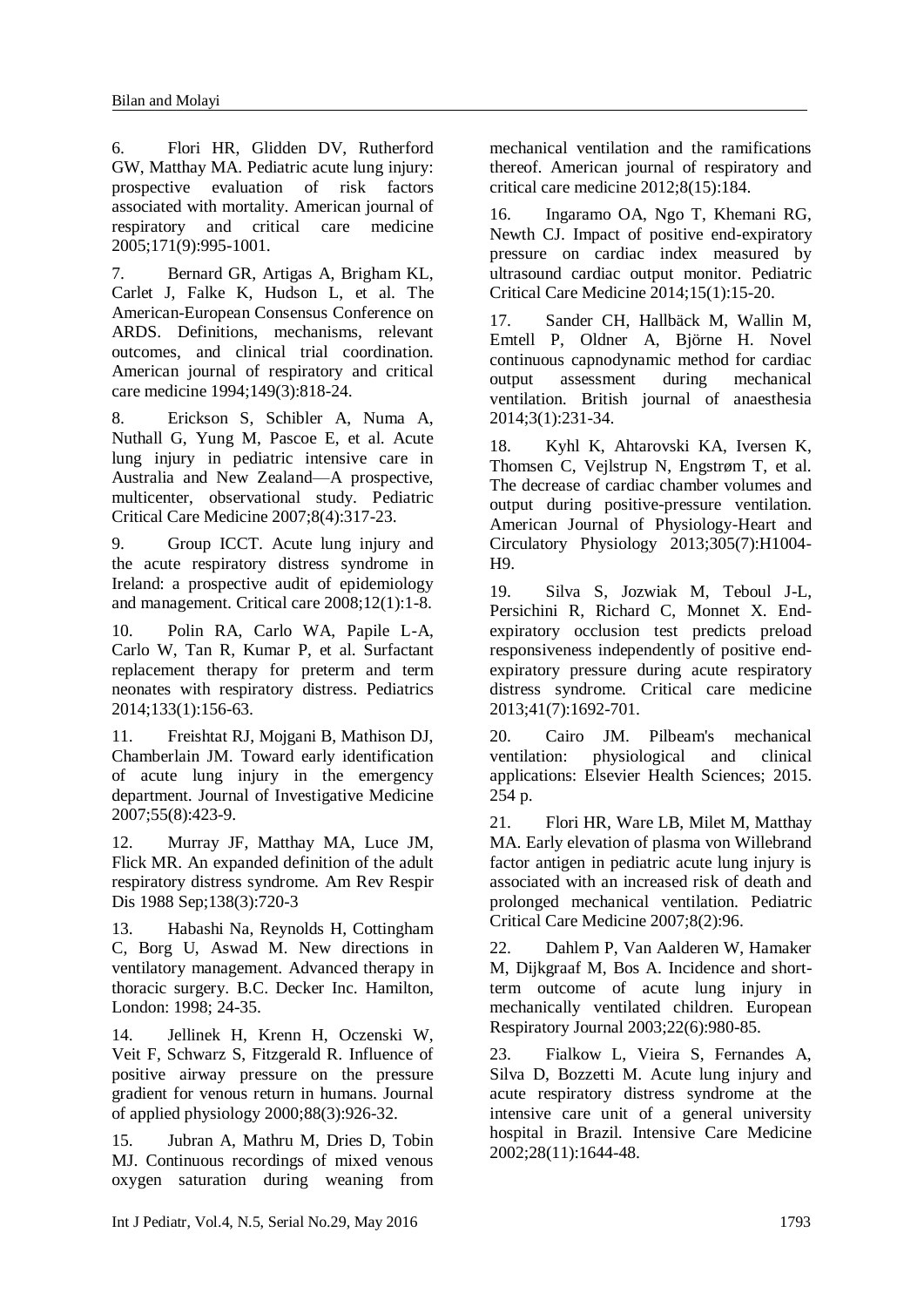6. Flori HR, Glidden DV, Rutherford GW, Matthay MA. Pediatric acute lung injury: prospective evaluation of risk factors associated with mortality. American journal of respiratory and critical care medicine 2005;171(9):995-1001.

7. Bernard GR, Artigas A, Brigham KL, Carlet J, Falke K, Hudson L, et al. The American-European Consensus Conference on ARDS. Definitions, mechanisms, relevant outcomes, and clinical trial coordination. American journal of respiratory and critical care medicine 1994;149(3):818-24.

8. Erickson S, Schibler A, Numa A, Nuthall G, Yung M, Pascoe E, et al. Acute lung injury in pediatric intensive care in Australia and New Zealand—A prospective, multicenter, observational study. Pediatric Critical Care Medicine 2007;8(4):317-23.

9. Group ICCT. Acute lung injury and the acute respiratory distress syndrome in Ireland: a prospective audit of epidemiology and management. Critical care 2008;12(1):1-8.

10. Polin RA, Carlo WA, Papile L-A, Carlo W, Tan R, Kumar P, et al. Surfactant replacement therapy for preterm and term neonates with respiratory distress. Pediatrics 2014;133(1):156-63.

11. Freishtat RJ, Mojgani B, Mathison DJ, Chamberlain JM. Toward early identification of acute lung injury in the emergency department. Journal of Investigative Medicine 2007;55(8):423-9.

12. Murray JF, Matthay MA, Luce JM, Flick MR. An expanded definition of the adult respiratory distress syndrome. Am Rev Respir Dis 1988 Sep;138(3):720-3

13. Habashi Na, Reynolds H, Cottingham C, Borg U, Aswad M. New directions in ventilatory management. Advanced therapy in thoracic surgery. B.C. Decker Inc. Hamilton, London: 1998; 24-35.

14. Jellinek H, Krenn H, Oczenski W, Veit F, Schwarz S, Fitzgerald R. Influence of positive airway pressure on the pressure gradient for venous return in humans. Journal of applied physiology 2000;88(3):926-32.

15. Jubran A, Mathru M, Dries D, Tobin MJ. Continuous recordings of mixed venous oxygen saturation during weaning from mechanical ventilation and the ramifications thereof. American journal of respiratory and critical care medicine 2012;8(15):184.

16. Ingaramo OA, Ngo T, Khemani RG, Newth CJ. Impact of positive end-expiratory pressure on cardiac index measured by ultrasound cardiac output monitor. Pediatric Critical Care Medicine 2014;15(1):15-20.

17. Sander CH, Hallbäck M, Wallin M, Emtell P, Oldner A, Björne H. Novel continuous capnodynamic method for cardiac output assessment during mechanical ventilation. British journal of anaesthesia 2014;3(1):231-34.

18. Kyhl K, Ahtarovski KA, Iversen K, Thomsen C, Vejlstrup N, Engstrøm T, et al. The decrease of cardiac chamber volumes and output during positive-pressure ventilation. American Journal of Physiology-Heart and Circulatory Physiology 2013;305(7):H1004-H9.

19. Silva S, Jozwiak M, Teboul J-L, Persichini R, Richard C, Monnet X. End-expiratory occlusion test predicts preload responsiveness independently of positive end-expiratory pressure during acute respiratory distress syndrome. Critical care medicine 2013;41(7):1692-701.

20. Cairo JM. Pilbeam's mechanical ventilation: physiological and clinical applications: Elsevier Health Sciences; 2015. 254 p.

21. Flori HR, Ware LB, Milet M, Matthay MA. Early elevation of plasma von Willebrand factor antigen in pediatric acute lung injury is associated with an increased risk of death and prolonged mechanical ventilation. Pediatric Critical Care Medicine 2007;8(2):96.

22. Dahlem P, Van Aalderen W, Hamaker M, Dijkgraaf M, Bos A. Incidence and short-term outcome of acute lung injury in mechanically ventilated children. European Respiratory Journal 2003;22(6):980-85.

23. Fialkow L, Vieira S, Fernandes A, Silva D, Bozzetti M. Acute lung injury and acute respiratory distress syndrome at the intensive care unit of a general university hospital in Brazil. Intensive Care Medicine 2002;28(11):1644-48.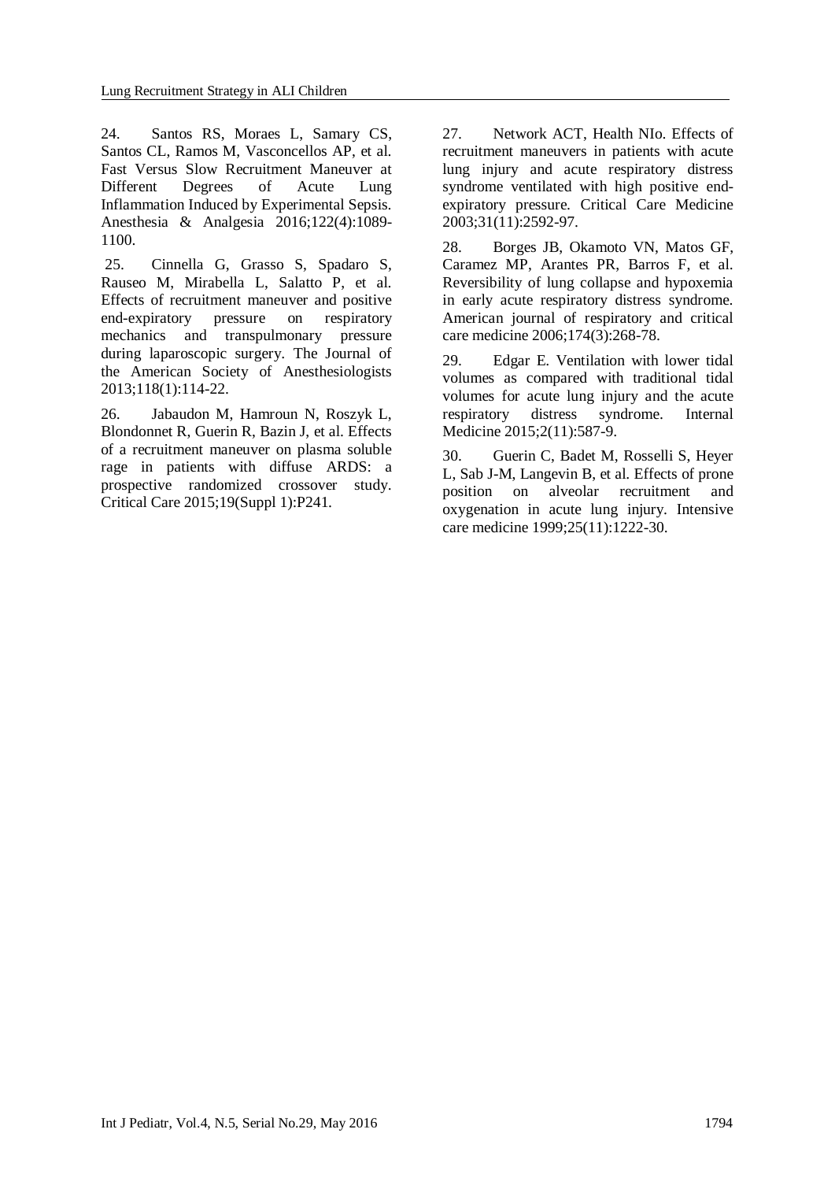24. Santos RS, Moraes L, Samary CS, Santos CL, Ramos M, Vasconcellos AP, et al. Fast Versus Slow Recruitment Maneuver at Different Degrees of Acute Lung Inflammation Induced by Experimental Sepsis. Anesthesia & Analgesia 2016;122(4):1089-1100.

25. Cinnella G, Grasso S, Spadaro S, Rauseo M, Mirabella L, Salatto P, et al. Effects of recruitment maneuver and positive end-expiratory pressure on respiratory mechanics and transpulmonary pressure during laparoscopic surgery. The Journal of the American Society of Anesthesiologists 2013;118(1):114-22.

26. Jabaudon M, Hamroun N, Roszyk L, Blondonnet R, Guerin R, Bazin J, et al. Effects of a recruitment maneuver on plasma soluble rage in patients with diffuse ARDS: a prospective randomized crossover study. Critical Care 2015;19(Suppl 1):P241.

27. Network ACT, Health NIo. Effects of recruitment maneuvers in patients with acute lung injury and acute respiratory distress syndrome ventilated with high positive end-expiratory pressure. Critical Care Medicine 2003;31(11):2592-97.

28. Borges JB, Okamoto VN, Matos GF, Caramez MP, Arantes PR, Barros F, et al. Reversibility of lung collapse and hypoxemia in early acute respiratory distress syndrome. American journal of respiratory and critical care medicine 2006;174(3):268-78.

29. Edgar E. Ventilation with lower tidal volumes as compared with traditional tidal volumes for acute lung injury and the acute respiratory distress syndrome. Internal Medicine 2015;2(11):587-9.

30. Guerin C, Badet M, Rosselli S, Heyer L, Sab J-M, Langevin B, et al. Effects of prone position on alveolar recruitment and oxygenation in acute lung injury. Intensive care medicine 1999;25(11):1222-30.